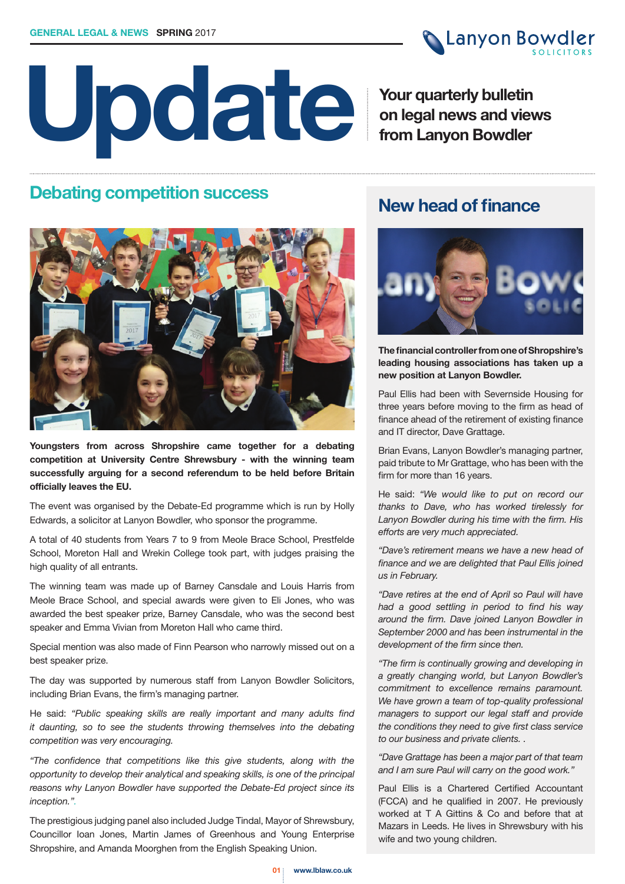GENERAL LEGAL & NEWS **SPRING** 2017

# Update

**Your quarterly bulletin on legal news and views from Lanyon Bowdler**

## Debating competition success

**Youngsters from across Shropshire came together for a debating competition at University Centre Shrewsbury - with the winning team successfully arguing for a second referendum to be held before Britain officially leaves the EU.**

The event was organised by the Debate-Ed programme which is run by Holly Edwards, a solicitor at Lanyon Bowdler, who sponsor the programme.

A total of 40 students from Years 7 to 9 from Meole Brace School, Prestfelde School, Moreton Hall and Wrekin College took part, with judges praising the high quality of all entrants.

The winning team was made up of Barney Cansdale and Louis Harris from Meole Brace School, and special awards were given to Eli Jones, who was awarded the best speaker prize, Barney Cansdale, who was the second best speaker and Emma Vivian from Moreton Hall who came third.

Special mention was also made of Finn Pearson who narrowly missed out on a best speaker prize.

The day was supported by numerous staff from Lanyon Bowdler Solicitors, including Brian Evans, the firm's managing partner.

He said: *"Public speaking skills are really important and many adults find it daunting, so to see the students throwing themselves into the debating competition was very encouraging.*

*"The confidence that competitions like this give students, along with the opportunity to develop their analytical and speaking skills, is one of the principal reasons why Lanyon Bowdler have supported the Debate-Ed project since its inception.".*

The prestigious judging panel also included Judge Tindal, Mayor of Shrewsbury, Councillor Ioan Jones, Martin James of Greenhous and Young Enterprise Shropshire, and Amanda Moorghen from the English Speaking Union.

## New head of finance

**The financial controller from one of Shropshire's leading housing associations has taken up a new position at Lanyon Bowdler.**

Paul Ellis had been with Severnside Housing for three years before moving to the firm as head of finance ahead of the retirement of existing finance and IT director, Dave Grattage.

Brian Evans, Lanyon Bowdler's managing partner, paid tribute to Mr Grattage, who has been with the firm for more than 16 years.

He said: *"We would like to put on record our thanks to Dave, who has worked tirelessly for Lanyon Bowdler during his time with the firm. His efforts are very much appreciated.*

*"Dave's retirement means we have a new head of finance and we are delighted that Paul Ellis joined us in February.*

*"Dave retires at the end of April so Paul will have had a good settling in period to find his way around the firm. Dave joined Lanyon Bowdler in September 2000 and has been instrumental in the development of the firm since then.*

*"The firm is continually growing and developing in a greatly changing world, but Lanyon Bowdler's commitment to excellence remains paramount. We have grown a team of top-quality professional managers to support our legal staff and provide the conditions they need to give first class service to our business and private clients. .*

*"Dave Grattage has been a major part of that team and I am sure Paul will carry on the good work."*

Paul Ellis is a Chartered Certified Accountant (FCCA) and he qualified in 2007. He previously worked at T A Gittins & Co and before that at Mazars in Leeds. He lives in Shrewsbury with his wife and two young children.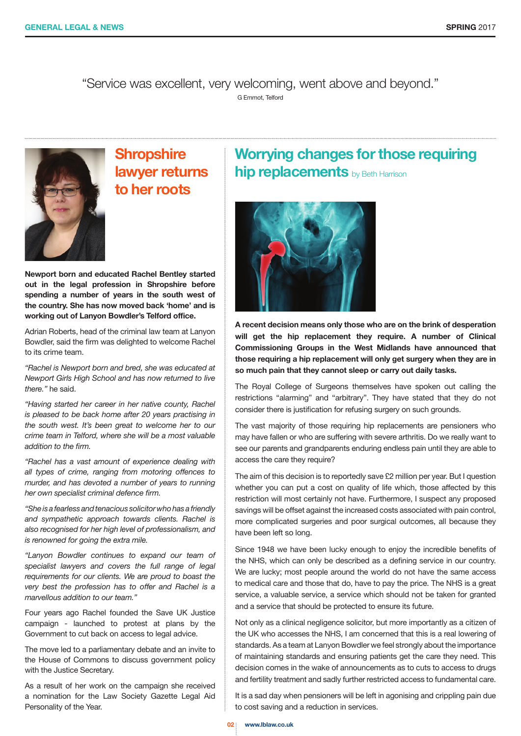"Service was excellent, very welcoming, went above and beyond."

G Emmot, Telford

## Shropshire lawyer returns to her roots

**Newport born and educated Rachel Bentley started out in the legal profession in Shropshire before spending a number of years in the south west of the country. She has now moved back 'home' and is working out of Lanyon Bowdler's Telford office.**

Adrian Roberts, head of the criminal law team at Lanyon Bowdler, said the firm was delighted to welcome Rachel to its crime team.

*"Rachel is Newport born and bred, she was educated at Newport Girls High School and has now returned to live there."* he said.

*"Having started her career in her native county, Rachel is pleased to be back home after 20 years practising in the south west. It's been great to welcome her to our crime team in Telford, where she will be a most valuable addition to the firm.*

*"Rachel has a vast amount of experience dealing with all types of crime, ranging from motoring offences to murder, and has devoted a number of years to running her own specialist criminal defence firm.*

*"She is a fearless and tenacious solicitor who has a friendly and sympathetic approach towards clients. Rachel is also recognised for her high level of professionalism, and is renowned for going the extra mile.*

*"Lanyon Bowdler continues to expand our team of specialist lawyers and covers the full range of legal requirements for our clients. We are proud to boast the very best the profession has to offer and Rachel is a marvellous addition to our team."*

Four years ago Rachel founded the Save UK Justice campaign - launched to protest at plans by the Government to cut back on access to legal advice.

The move led to a parliamentary debate and an invite to the House of Commons to discuss government policy with the Justice Secretary.

As a result of her work on the campaign she received a nomination for the Law Society Gazette Legal Aid Personality of the Year.

## Worrying changes for those requiring hip replacements by Beth Harrison

**A recent decision means only those who are on the brink of desperation will get the hip replacement they require. A number of Clinical Commissioning Groups in the West Midlands have announced that those requiring a hip replacement will only get surgery when they are in so much pain that they cannot sleep or carry out daily tasks.**

The Royal College of Surgeons themselves have spoken out calling the restrictions "alarming" and "arbitrary". They have stated that they do not consider there is justification for refusing surgery on such grounds.

The vast majority of those requiring hip replacements are pensioners who may have fallen or who are suffering with severe arthritis. Do we really want to see our parents and grandparents enduring endless pain until they are able to access the care they require?

The aim of this decision is to reportedly save £2 million per year. But I question whether you can put a cost on quality of life which, those affected by this restriction will most certainly not have. Furthermore, I suspect any proposed savings will be offset against the increased costs associated with pain control, more complicated surgeries and poor surgical outcomes, all because they have been left so long.

Since 1948 we have been lucky enough to enjoy the incredible benefits of the NHS, which can only be described as a defining service in our country. We are lucky; most people around the world do not have the same access to medical care and those that do, have to pay the price. The NHS is a great service, a valuable service, a service which should not be taken for granted and a service that should be protected to ensure its future.

Not only as a clinical negligence solicitor, but more importantly as a citizen of the UK who accesses the NHS, I am concerned that this is a real lowering of standards. As a team at Lanyon Bowdler we feel strongly about the importance of maintaining standards and ensuring patients get the care they need. This decision comes in the wake of announcements as to cuts to access to drugs and fertility treatment and sadly further restricted access to fundamental care.

It is a sad day when pensioners will be left in agonising and crippling pain due to cost saving and a reduction in services.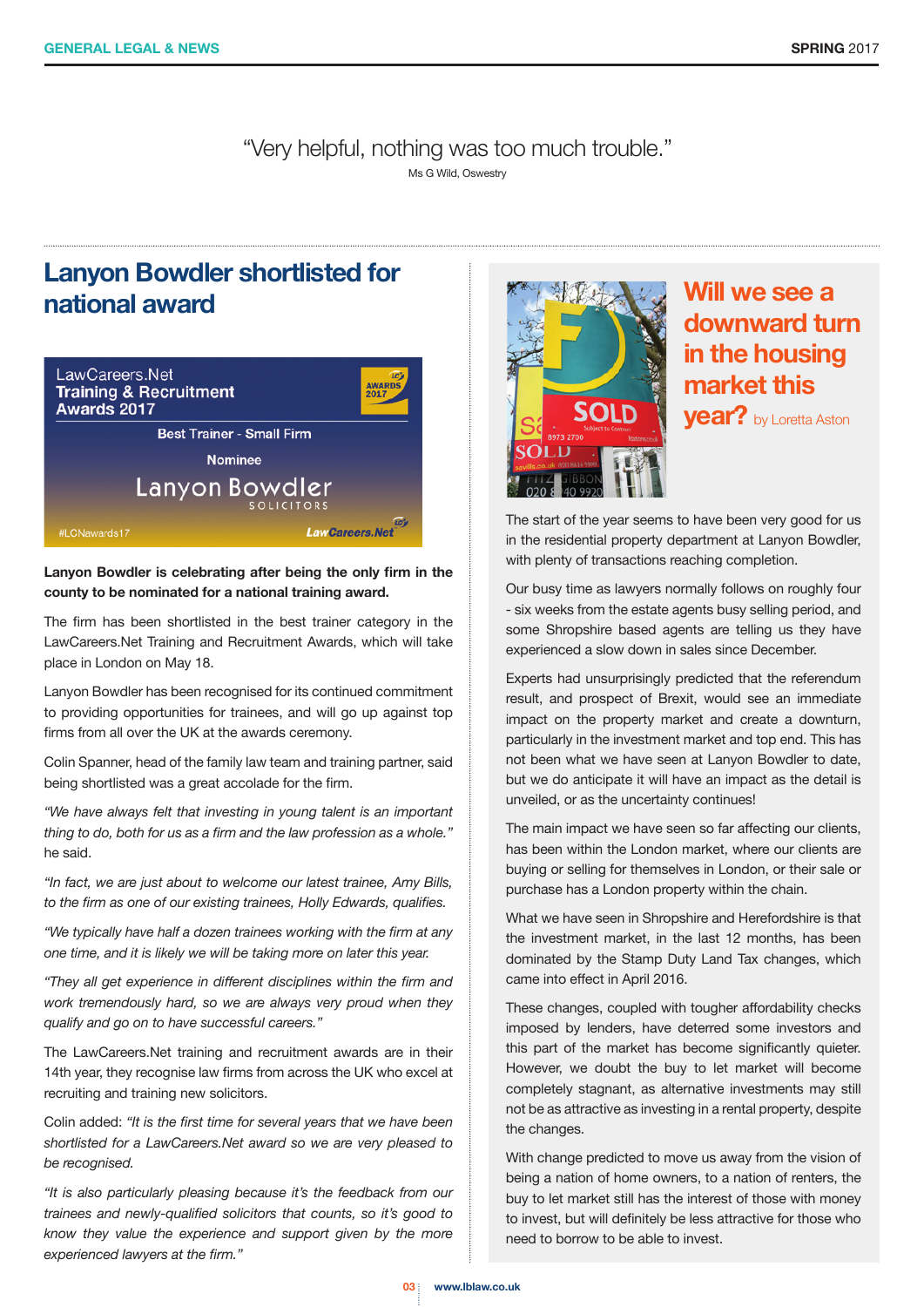"Very helpful, nothing was too much trouble."

Ms G Wild, Oswestry

## Lanyon Bowdler shortlisted for national award

**Lanyon Bowdler is celebrating after being the only firm in the county to be nominated for a national training award.**

The firm has been shortlisted in the best trainer category in the LawCareers.Net Training and Recruitment Awards, which will take place in London on May 18.

Lanyon Bowdler has been recognised for its continued commitment to providing opportunities for trainees, and will go up against top firms from all over the UK at the awards ceremony.

Colin Spanner, head of the family law team and training partner, said being shortlisted was a great accolade for the firm.

*"We have always felt that investing in young talent is an important thing to do, both for us as a firm and the law profession as a whole."* he said.

*"In fact, we are just about to welcome our latest trainee, Amy Bills, to the firm as one of our existing trainees, Holly Edwards, qualifies.*

*"We typically have half a dozen trainees working with the firm at any one time, and it is likely we will be taking more on later this year.*

*"They all get experience in different disciplines within the firm and work tremendously hard, so we are always very proud when they qualify and go on to have successful careers."*

The LawCareers.Net training and recruitment awards are in their 14th year, they recognise law firms from across the UK who excel at recruiting and training new solicitors.

Colin added: *"It is the first time for several years that we have been shortlisted for a LawCareers.Net award so we are very pleased to be recognised.*

*"It is also particularly pleasing because it's the feedback from our trainees and newly-qualified solicitors that counts, so it's good to know they value the experience and support given by the more experienced lawyers at the firm."*

## Will we see a downward turn in the housing market this year? by Loretta Aston

The start of the year seems to have been very good for us in the residential property department at Lanyon Bowdler, with plenty of transactions reaching completion.

Our busy time as lawyers normally follows on roughly four - six weeks from the estate agents busy selling period, and some Shropshire based agents are telling us they have experienced a slow down in sales since December.

Experts had unsurprisingly predicted that the referendum result, and prospect of Brexit, would see an immediate impact on the property market and create a downturn, particularly in the investment market and top end. This has not been what we have seen at Lanyon Bowdler to date, but we do anticipate it will have an impact as the detail is unveiled, or as the uncertainty continues!

The main impact we have seen so far affecting our clients, has been within the London market, where our clients are buying or selling for themselves in London, or their sale or purchase has a London property within the chain.

What we have seen in Shropshire and Herefordshire is that the investment market, in the last 12 months, has been dominated by the Stamp Duty Land Tax changes, which came into effect in April 2016.

These changes, coupled with tougher affordability checks imposed by lenders, have deterred some investors and this part of the market has become significantly quieter. However, we doubt the buy to let market will become completely stagnant, as alternative investments may still not be as attractive as investing in a rental property, despite the changes.

With change predicted to move us away from the vision of being a nation of home owners, to a nation of renters, the buy to let market still has the interest of those with money to invest, but will definitely be less attractive for those who need to borrow to be able to invest.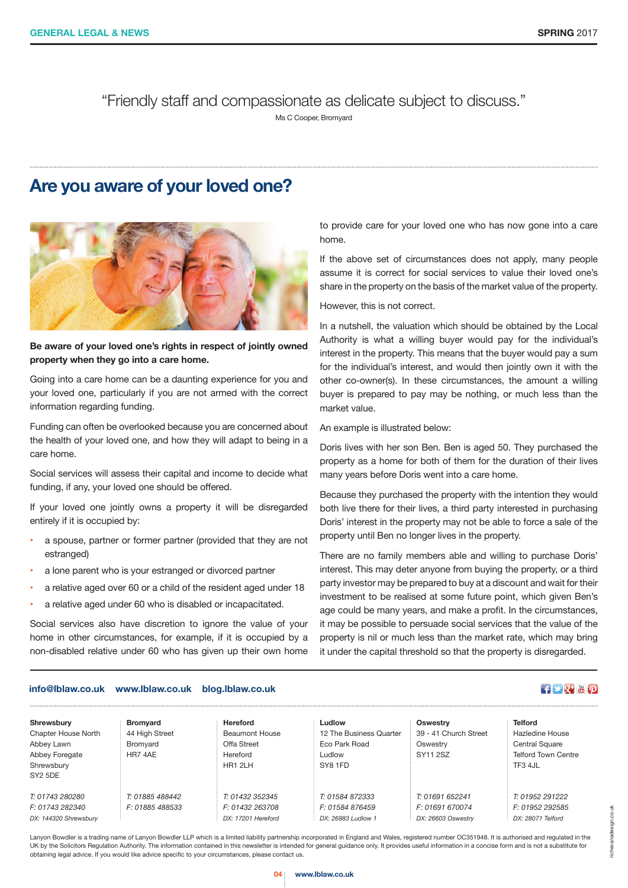"Friendly staff and compassionate as delicate subject to discuss."

Ms C Cooper, Bromyard

## Are you aware of your loved one?

**Be aware of your loved one's rights in respect of jointly owned property when they go into a care home.**

Going into a care home can be a daunting experience for you and your loved one, particularly if you are not armed with the correct information regarding funding.

Funding can often be overlooked because you are concerned about the health of your loved one, and how they will adapt to being in a care home.

Social services will assess their capital and income to decide what funding, if any, your loved one should be offered.

If your loved one jointly owns a property it will be disregarded entirely if it is occupied by:

- a spouse, partner or former partner (provided that they are not estranged)
- a lone parent who is your estranged or divorced partner
- a relative aged over 60 or a child of the resident aged under 18
- a relative aged under 60 who is disabled or incapacitated.

Social services also have discretion to ignore the value of your home in other circumstances, for example, if it is occupied by a non-disabled relative under 60 who has given up their own home to provide care for your loved one who has now gone into a care home.

If the above set of circumstances does not apply, many people assume it is correct for social services to value their loved one's share in the property on the basis of the market value of the property.

However, this is not correct.

In a nutshell, the valuation which should be obtained by the Local Authority is what a willing buyer would pay for the individual's interest in the property. This means that the buyer would pay a sum for the individual's interest, and would then jointly own it with the other co-owner(s). In these circumstances, the amount a willing buyer is prepared to pay may be nothing, or much less than the market value.

An example is illustrated below:

Doris lives with her son Ben. Ben is aged 50. They purchased the property as a home for both of them for the duration of their lives many years before Doris went into a care home.

Because they purchased the property with the intention they would both live there for their lives, a third party interested in purchasing Doris' interest in the property may not be able to force a sale of the property until Ben no longer lives in the property.

There are no family members able and willing to purchase Doris' interest. This may deter anyone from buying the property, or a third party investor may be prepared to buy at a discount and wait for their investment to be realised at some future point, which given Ben's age could be many years, and make a profit. In the circumstances, it may be possible to persuade social services that the value of the property is nil or much less than the market rate, which may bring it under the capital threshold so that the property is disregarded.

info@lblaw.co.uk www.lblaw.co.uk blog.lblaw.co.uk

| | | | | | |
|---|---|---|---|---|---|
| **Shrewsbury** | **Bromyard** | **Hereford** | **Ludlow** | **Oswestry** | **Telford** |
| Chapter House North<br>Abbey Lawn<br>Abbey Foregate<br>Shrewsbury<br>SY2 5DE | 44 High Street<br>Bromyard<br>HR7 4AE | Beaumont House<br>Offa Street<br>Hereford<br>HR1 2LH | 12 The Business Quarter<br>Eco Park Road<br>Ludlow<br>SY8 1FD | 39 - 41 Church Street<br>Oswestry<br>SY11 2SZ | Hazledine House<br>Central Square<br>Telford Town Centre<br>TF3 4JL |
| *T: 01743 280280*<br>*F: 01743 282340*<br>*DX: 144320 Shrewsbury* | *T: 01885 488442*<br>*F: 01885 488533* | *T: 01432 352345*<br>*F: 01432 263708*<br>*DX: 17201 Hereford* | *T: 01584 872333*<br>*F: 01584 876459*<br>*DX: 26883 Ludlow 1* | *T: 01691 652241*<br>*F: 01691 670074*<br>*DX: 26603 Oswestry* | *T: 01952 291222*<br>*F: 01952 292585*<br>*DX: 28071 Telford* |

Lanyon Bowdler is a trading name of Lanyon Bowdler LLP which is a limited liability partnership incorporated in England and Wales, registered number OC351948. It is authorised and regulated in the UK by the Solicitors Regulation Authority. The information contained in this newsletter is intended for general guidance only. It provides useful information in a concise form and is not a substitute for obtaining legal advice. If you would like advice specific to your circumstances, please contact us.